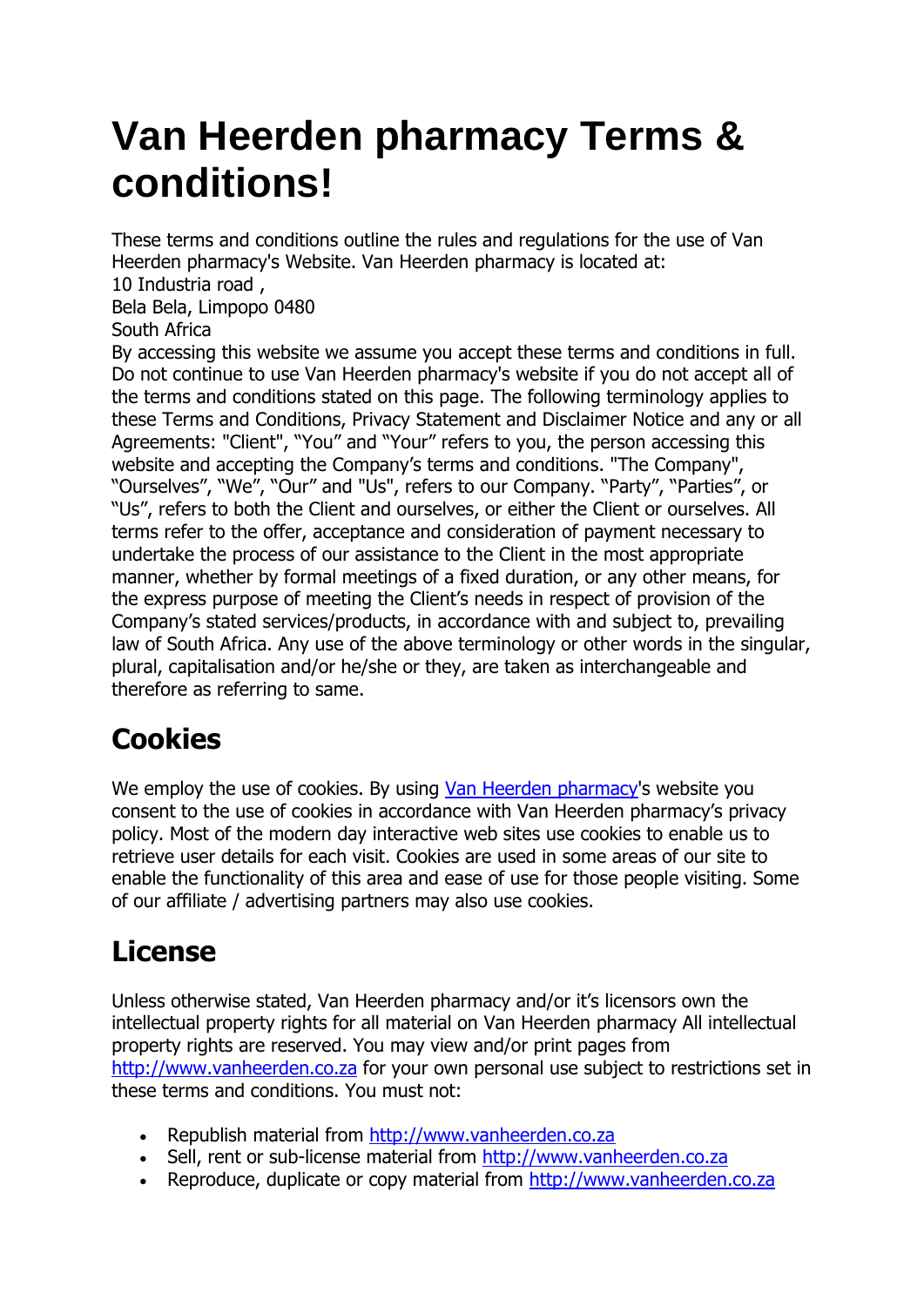# Van Heerden pharmacy Terms & conditions!

These terms and conditions outline the rules and regulations for the use of Van Heerden pharmacy's Website. Van Heerden pharmacy is located at:
10 Industria road ,
Bela Bela, Limpopo 0480
South Africa
By accessing this website we assume you accept these terms and conditions in full. Do not continue to use Van Heerden pharmacy's website if you do not accept all of the terms and conditions stated on this page. The following terminology applies to these Terms and Conditions, Privacy Statement and Disclaimer Notice and any or all Agreements: "Client", "You" and "Your" refers to you, the person accessing this website and accepting the Company's terms and conditions. "The Company", "Ourselves", "We", "Our" and "Us", refers to our Company. "Party", "Parties", or "Us", refers to both the Client and ourselves, or either the Client or ourselves. All terms refer to the offer, acceptance and consideration of payment necessary to undertake the process of our assistance to the Client in the most appropriate manner, whether by formal meetings of a fixed duration, or any other means, for the express purpose of meeting the Client's needs in respect of provision of the Company's stated services/products, in accordance with and subject to, prevailing law of South Africa. Any use of the above terminology or other words in the singular, plural, capitalisation and/or he/she or they, are taken as interchangeable and therefore as referring to same.

## Cookies

We employ the use of cookies. By using Van Heerden pharmacy's website you consent to the use of cookies in accordance with Van Heerden pharmacy's privacy policy. Most of the modern day interactive web sites use cookies to enable us to retrieve user details for each visit. Cookies are used in some areas of our site to enable the functionality of this area and ease of use for those people visiting. Some of our affiliate / advertising partners may also use cookies.

## License

Unless otherwise stated, Van Heerden pharmacy and/or it's licensors own the intellectual property rights for all material on Van Heerden pharmacy All intellectual property rights are reserved. You may view and/or print pages from http://www.vanheerden.co.za for your own personal use subject to restrictions set in these terms and conditions. You must not:

- Republish material from http://www.vanheerden.co.za
- Sell, rent or sub-license material from http://www.vanheerden.co.za
- Reproduce, duplicate or copy material from http://www.vanheerden.co.za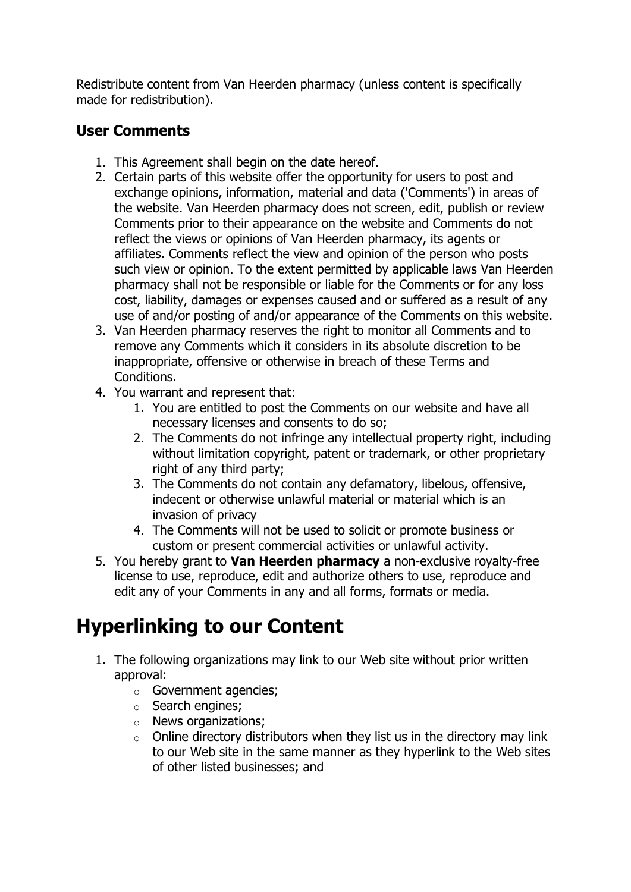Redistribute content from Van Heerden pharmacy (unless content is specifically made for redistribution).

### User Comments

1. This Agreement shall begin on the date hereof.
2. Certain parts of this website offer the opportunity for users to post and exchange opinions, information, material and data ('Comments') in areas of the website. Van Heerden pharmacy does not screen, edit, publish or review Comments prior to their appearance on the website and Comments do not reflect the views or opinions of Van Heerden pharmacy, its agents or affiliates. Comments reflect the view and opinion of the person who posts such view or opinion. To the extent permitted by applicable laws Van Heerden pharmacy shall not be responsible or liable for the Comments or for any loss cost, liability, damages or expenses caused and or suffered as a result of any use of and/or posting of and/or appearance of the Comments on this website.
3. Van Heerden pharmacy reserves the right to monitor all Comments and to remove any Comments which it considers in its absolute discretion to be inappropriate, offensive or otherwise in breach of these Terms and Conditions.
4. You warrant and represent that:
    1. You are entitled to post the Comments on our website and have all necessary licenses and consents to do so;
    2. The Comments do not infringe any intellectual property right, including without limitation copyright, patent or trademark, or other proprietary right of any third party;
    3. The Comments do not contain any defamatory, libelous, offensive, indecent or otherwise unlawful material or material which is an invasion of privacy
    4. The Comments will not be used to solicit or promote business or custom or present commercial activities or unlawful activity.
5. You hereby grant to **Van Heerden pharmacy** a non-exclusive royalty-free license to use, reproduce, edit and authorize others to use, reproduce and edit any of your Comments in any and all forms, formats or media.

# Hyperlinking to our Content

1. The following organizations may link to our Web site without prior written approval:
    - Government agencies;
    - Search engines;
    - News organizations;
    - Online directory distributors when they list us in the directory may link to our Web site in the same manner as they hyperlink to the Web sites of other listed businesses; and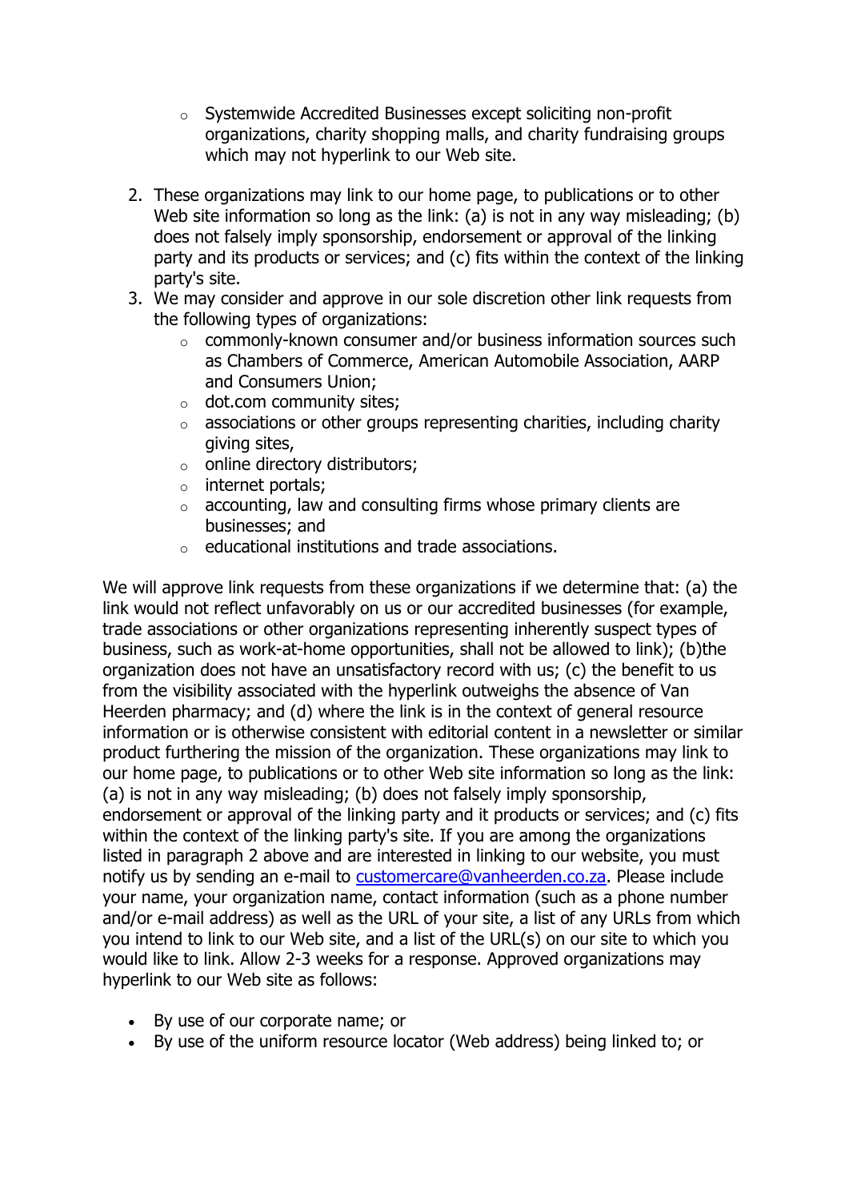- Systemwide Accredited Businesses except soliciting non-profit organizations, charity shopping malls, and charity fundraising groups which may not hyperlink to our Web site.

2. These organizations may link to our home page, to publications or to other Web site information so long as the link: (a) is not in any way misleading; (b) does not falsely imply sponsorship, endorsement or approval of the linking party and its products or services; and (c) fits within the context of the linking party's site.
3. We may consider and approve in our sole discretion other link requests from the following types of organizations:
   - commonly-known consumer and/or business information sources such as Chambers of Commerce, American Automobile Association, AARP and Consumers Union;
   - dot.com community sites;
   - associations or other groups representing charities, including charity giving sites,
   - online directory distributors;
   - internet portals;
   - accounting, law and consulting firms whose primary clients are businesses; and
   - educational institutions and trade associations.

We will approve link requests from these organizations if we determine that: (a) the link would not reflect unfavorably on us or our accredited businesses (for example, trade associations or other organizations representing inherently suspect types of business, such as work-at-home opportunities, shall not be allowed to link); (b)the organization does not have an unsatisfactory record with us; (c) the benefit to us from the visibility associated with the hyperlink outweighs the absence of Van Heerden pharmacy; and (d) where the link is in the context of general resource information or is otherwise consistent with editorial content in a newsletter or similar product furthering the mission of the organization. These organizations may link to our home page, to publications or to other Web site information so long as the link: (a) is not in any way misleading; (b) does not falsely imply sponsorship, endorsement or approval of the linking party and it products or services; and (c) fits within the context of the linking party's site. If you are among the organizations listed in paragraph 2 above and are interested in linking to our website, you must notify us by sending an e-mail to [customercare@vanheerden.co.za](mailto:customercare@vanheerden.co.za). Please include your name, your organization name, contact information (such as a phone number and/or e-mail address) as well as the URL of your site, a list of any URLs from which you intend to link to our Web site, and a list of the URL(s) on our site to which you would like to link. Allow 2-3 weeks for a response. Approved organizations may hyperlink to our Web site as follows:

- By use of our corporate name; or
- By use of the uniform resource locator (Web address) being linked to; or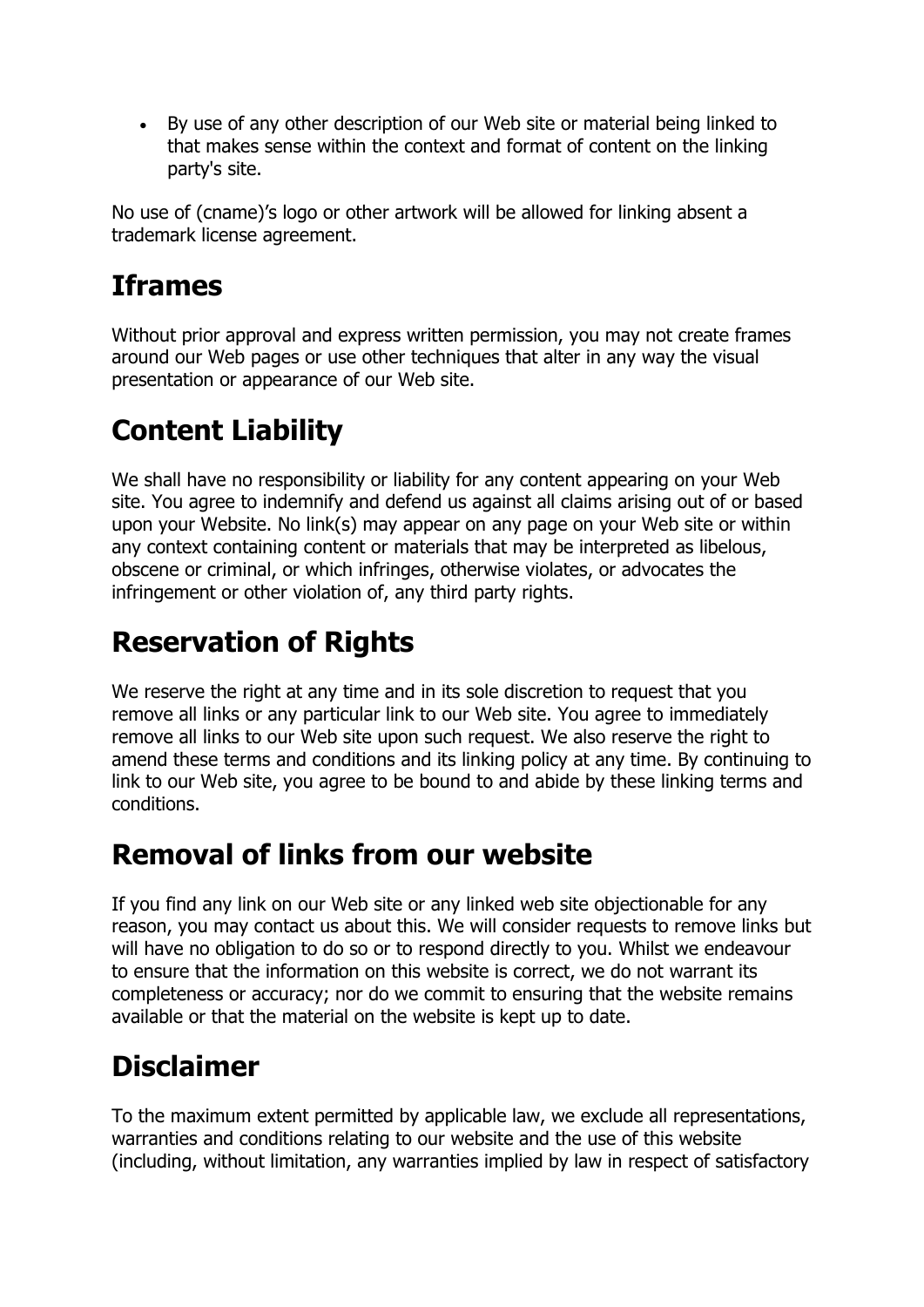- By use of any other description of our Web site or material being linked to that makes sense within the context and format of content on the linking party's site.

No use of (cname)'s logo or other artwork will be allowed for linking absent a trademark license agreement.

## Iframes

Without prior approval and express written permission, you may not create frames around our Web pages or use other techniques that alter in any way the visual presentation or appearance of our Web site.

## Content Liability

We shall have no responsibility or liability for any content appearing on your Web site. You agree to indemnify and defend us against all claims arising out of or based upon your Website. No link(s) may appear on any page on your Web site or within any context containing content or materials that may be interpreted as libelous, obscene or criminal, or which infringes, otherwise violates, or advocates the infringement or other violation of, any third party rights.

## Reservation of Rights

We reserve the right at any time and in its sole discretion to request that you remove all links or any particular link to our Web site. You agree to immediately remove all links to our Web site upon such request. We also reserve the right to amend these terms and conditions and its linking policy at any time. By continuing to link to our Web site, you agree to be bound to and abide by these linking terms and conditions.

## Removal of links from our website

If you find any link on our Web site or any linked web site objectionable for any reason, you may contact us about this. We will consider requests to remove links but will have no obligation to do so or to respond directly to you. Whilst we endeavour to ensure that the information on this website is correct, we do not warrant its completeness or accuracy; nor do we commit to ensuring that the website remains available or that the material on the website is kept up to date.

## Disclaimer

To the maximum extent permitted by applicable law, we exclude all representations, warranties and conditions relating to our website and the use of this website (including, without limitation, any warranties implied by law in respect of satisfactory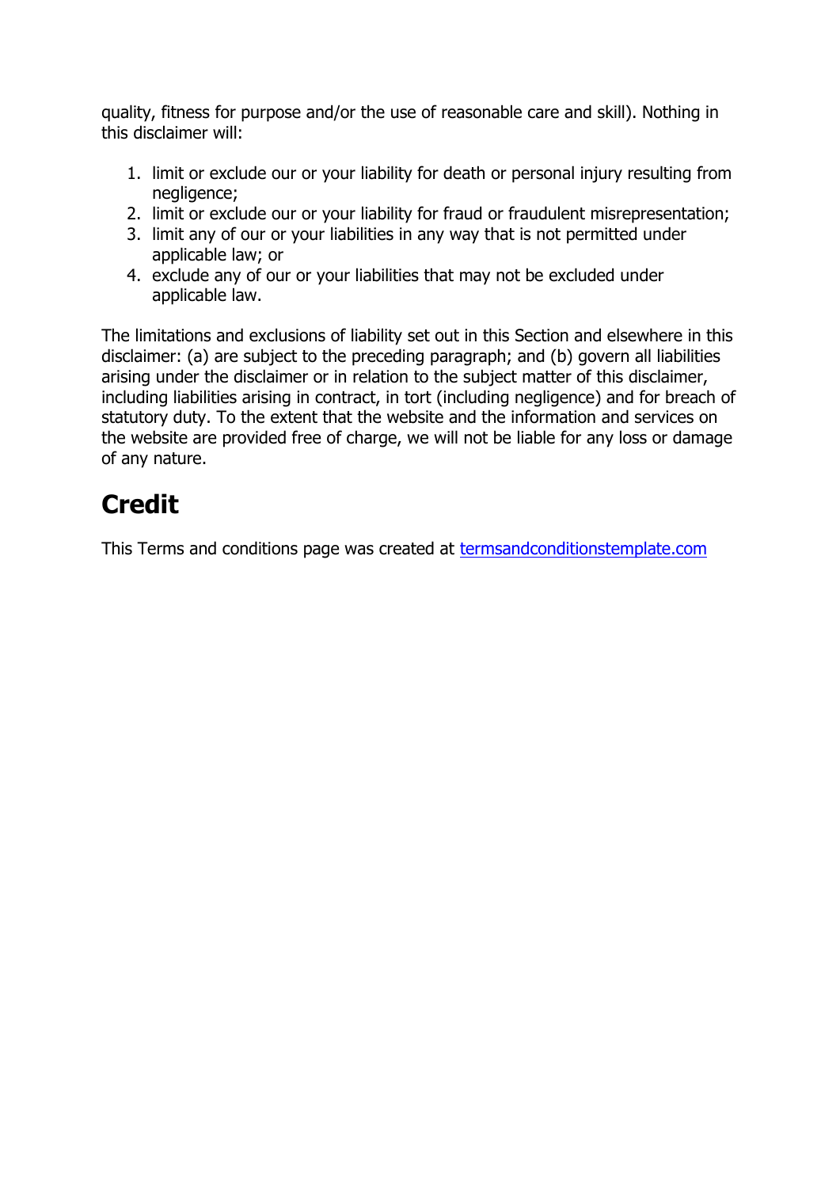quality, fitness for purpose and/or the use of reasonable care and skill). Nothing in this disclaimer will:

1. limit or exclude our or your liability for death or personal injury resulting from negligence;
2. limit or exclude our or your liability for fraud or fraudulent misrepresentation;
3. limit any of our or your liabilities in any way that is not permitted under applicable law; or
4. exclude any of our or your liabilities that may not be excluded under applicable law.

The limitations and exclusions of liability set out in this Section and elsewhere in this disclaimer: (a) are subject to the preceding paragraph; and (b) govern all liabilities arising under the disclaimer or in relation to the subject matter of this disclaimer, including liabilities arising in contract, in tort (including negligence) and for breach of statutory duty. To the extent that the website and the information and services on the website are provided free of charge, we will not be liable for any loss or damage of any nature.

## Credit

This Terms and conditions page was created at [termsandconditionstemplate.com](termsandconditionstemplate.com)